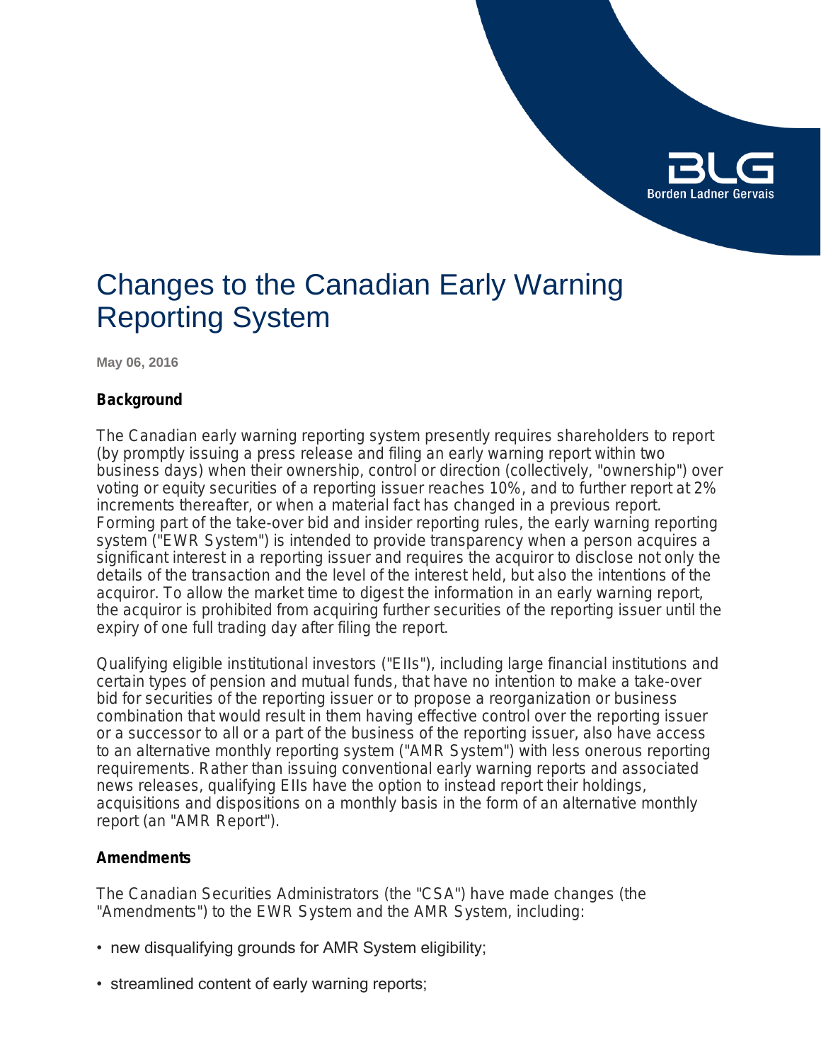# Changes to the Canadian Early Warning Reporting System

May 06, 2016

## Background

The Canadian early warning reporting system presently requires shareholders to report (by promptly issuing a press release and filing an early warning report within two business days) when their ownership, control or direction (collectively, "ownership") over voting or equity securities of a reporting issuer reaches 10%, and to further report at 2% increments thereafter, or when a material fact has changed in a previous report. Forming part of the take-over bid and insider reporting rules, the early warning reporting system ("EWR System") is intended to provide transparency when a person acquires a significant interest in a reporting issuer and requires the acquiror to disclose not only the details of the transaction and the level of the interest held, but also the intentions of the acquiror. To allow the market time to digest the information in an early warning report, the acquiror is prohibited from acquiring further securities of the reporting issuer until the expiry of one full trading day after filing the report.

Qualifying eligible institutional investors ("EIIs"), including large financial institutions and certain types of pension and mutual funds, that have no intention to make a take-over bid for securities of the reporting issuer or to propose a reorganization or business combination that would result in them having effective control over the reporting issuer or a successor to all or a part of the business of the reporting issuer, also have access to an alternative monthly reporting system ("AMR System") with less onerous reporting requirements. Rather than issuing conventional early warning reports and associated news releases, qualifying EIIs have the option to instead report their holdings, acquisitions and dispositions on a monthly basis in the form of an alternative monthly report (an "AMR Report").

## Amendments

The Canadian Securities Administrators (the "CSA") have made changes (the "Amendments") to the EWR System and the AMR System, including:

- new disqualifying grounds for AMR System eligibility;
- streamlined content of early warning reports;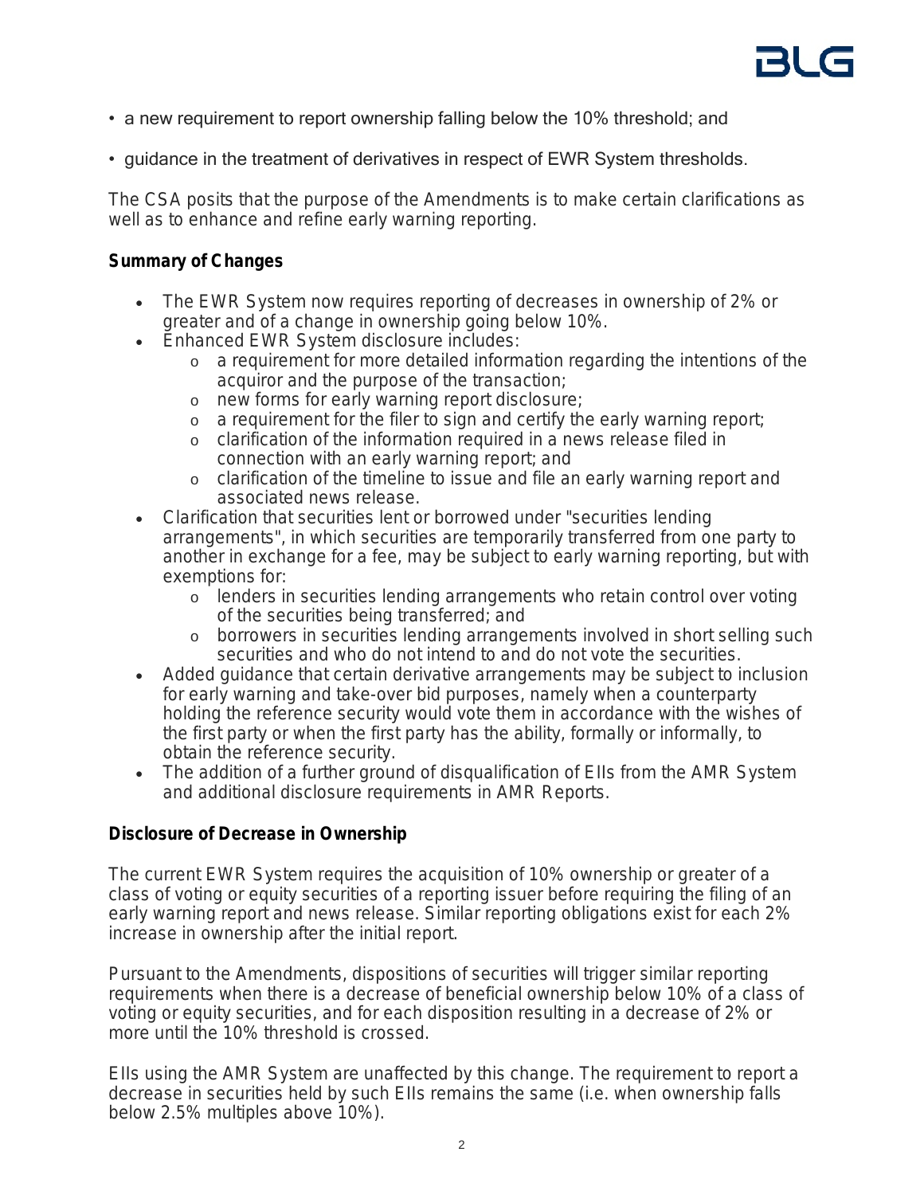- a new requirement to report ownership falling below the 10% threshold; and
- guidance in the treatment of derivatives in respect of EWR System thresholds.

The CSA posits that the purpose of the Amendments is to make certain clarifications as well as to enhance and refine early warning reporting.

**Summary of Changes**

- The EWR System now requires reporting of decreases in ownership of 2% or greater and of a change in ownership going below 10%.
- Enhanced EWR System disclosure includes:
  - a requirement for more detailed information regarding the intentions of the acquiror and the purpose of the transaction;
  - new forms for early warning report disclosure;
  - a requirement for the filer to sign and certify the early warning report;
  - clarification of the information required in a news release filed in connection with an early warning report; and
  - clarification of the timeline to issue and file an early warning report and associated news release.
- Clarification that securities lent or borrowed under "securities lending arrangements", in which securities are temporarily transferred from one party to another in exchange for a fee, may be subject to early warning reporting, but with exemptions for:
  - lenders in securities lending arrangements who retain control over voting of the securities being transferred; and
  - borrowers in securities lending arrangements involved in short selling such securities and who do not intend to and do not vote the securities.
- Added guidance that certain derivative arrangements may be subject to inclusion for early warning and take-over bid purposes, namely when a counterparty holding the reference security would vote them in accordance with the wishes of the first party or when the first party has the ability, formally or informally, to obtain the reference security.
- The addition of a further ground of disqualification of EIIs from the AMR System and additional disclosure requirements in AMR Reports.

**Disclosure of Decrease in Ownership**

The current EWR System requires the acquisition of 10% ownership or greater of a class of voting or equity securities of a reporting issuer before requiring the filing of an early warning report and news release. Similar reporting obligations exist for each 2% increase in ownership after the initial report.

Pursuant to the Amendments, dispositions of securities will trigger similar reporting requirements when there is a decrease of beneficial ownership below 10% of a class of voting or equity securities, and for each disposition resulting in a decrease of 2% or more until the 10% threshold is crossed.

EIIs using the AMR System are unaffected by this change. The requirement to report a decrease in securities held by such EIIs remains the same (i.e. when ownership falls below 2.5% multiples above 10%).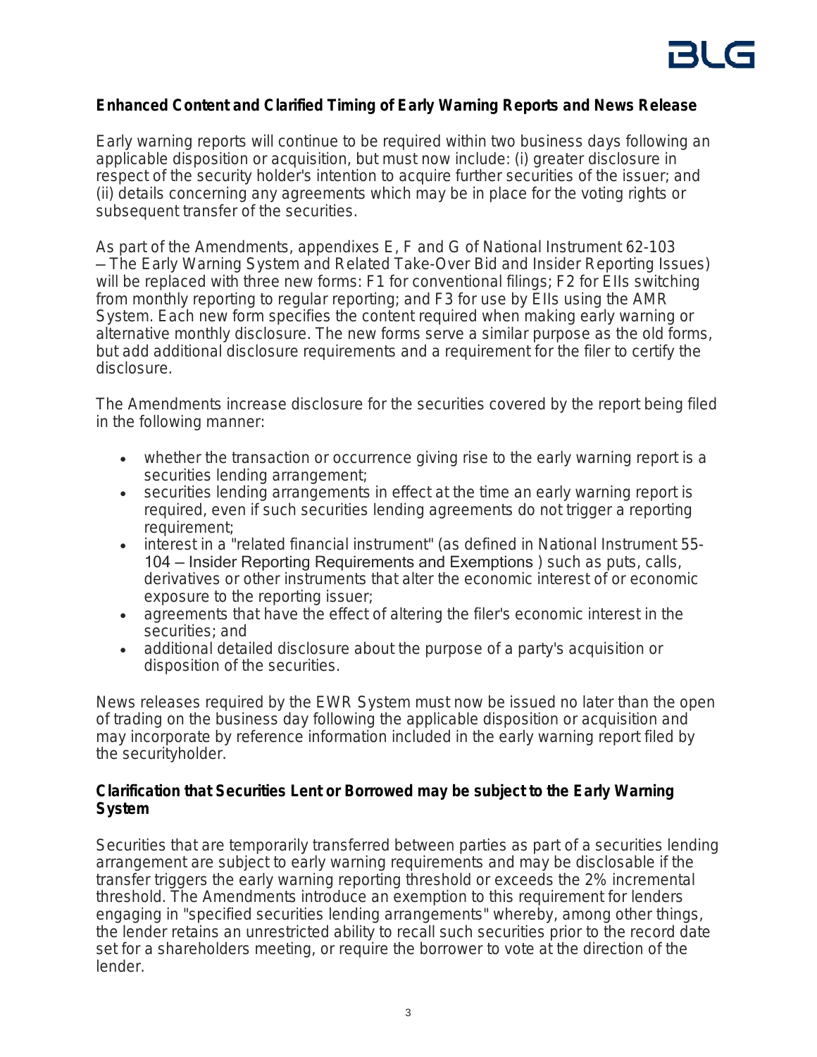### Enhanced Content and Clarified Timing of Early Warning Reports and News Release

Early warning reports will continue to be required within two business days following an applicable disposition or acquisition, but must now include: (i) greater disclosure in respect of the security holder's intention to acquire further securities of the issuer; and (ii) details concerning any agreements which may be in place for the voting rights or subsequent transfer of the securities.

As part of the Amendments, appendixes E, F and G of National Instrument 62-103 – *The Early Warning System and Related Take-Over Bid and Insider Reporting Issues*) will be replaced with three new forms: F1 for conventional filings; F2 for EIIs switching from monthly reporting to regular reporting; and F3 for use by EIIs using the AMR System. Each new form specifies the content required when making early warning or alternative monthly disclosure. The new forms serve a similar purpose as the old forms, but add additional disclosure requirements and a requirement for the filer to certify the disclosure.

The Amendments increase disclosure for the securities covered by the report being filed in the following manner:

- whether the transaction or occurrence giving rise to the early warning report is a securities lending arrangement;
- securities lending arrangements in effect at the time an early warning report is required, even if such securities lending agreements do not trigger a reporting requirement;
- interest in a "related financial instrument" (as defined in National Instrument 55-104 – *Insider Reporting Requirements and Exemptions* ) such as puts, calls, derivatives or other instruments that alter the economic interest of or economic exposure to the reporting issuer;
- agreements that have the effect of altering the filer's economic interest in the securities; and
- additional detailed disclosure about the purpose of a party's acquisition or disposition of the securities.

News releases required by the EWR System must now be issued no later than the open of trading on the business day following the applicable disposition or acquisition and may incorporate by reference information included in the early warning report filed by the securityholder.

### Clarification that Securities Lent or Borrowed may be subject to the Early Warning System

Securities that are temporarily transferred between parties as part of a securities lending arrangement are subject to early warning requirements and may be disclosable if the transfer triggers the early warning reporting threshold or exceeds the 2% incremental threshold. The Amendments introduce an exemption to this requirement for lenders engaging in "specified securities lending arrangements" whereby, among other things, the lender retains an unrestricted ability to recall such securities prior to the record date set for a shareholders meeting, or require the borrower to vote at the direction of the lender.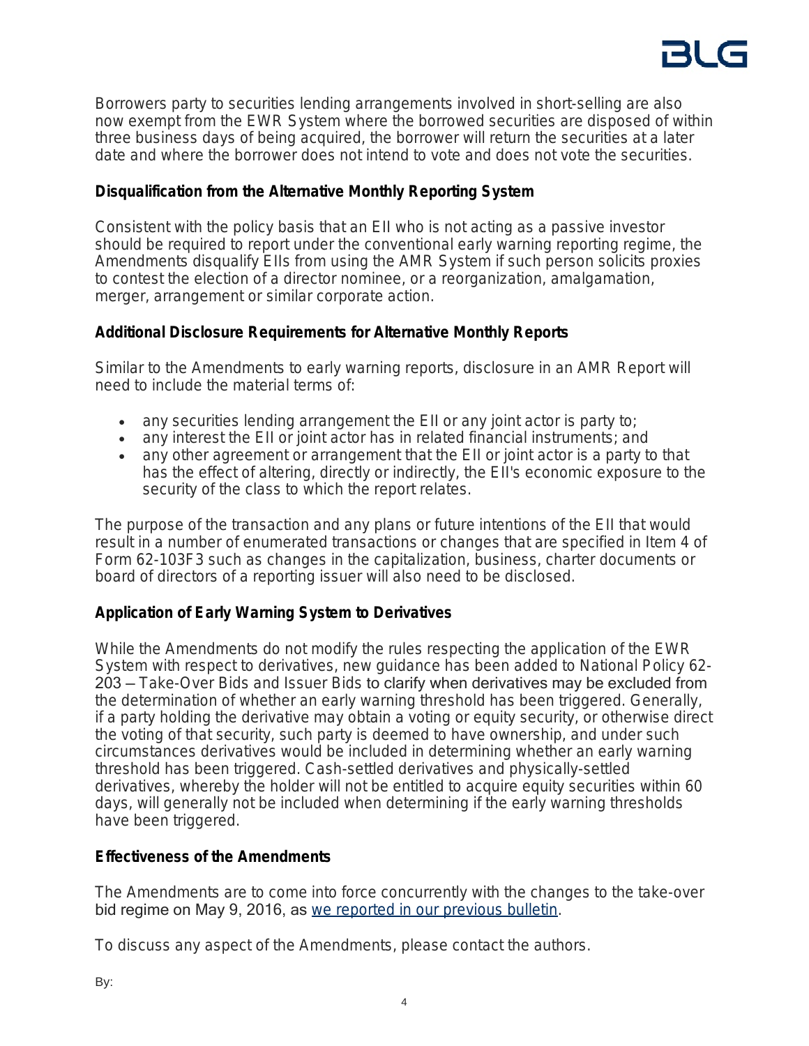Borrowers party to securities lending arrangements involved in short-selling are also now exempt from the EWR System where the borrowed securities are disposed of within three business days of being acquired, the borrower will return the securities at a later date and where the borrower does not intend to vote and does not vote the securities.

### Disqualification from the Alternative Monthly Reporting System

Consistent with the policy basis that an EII who is not acting as a passive investor should be required to report under the conventional early warning reporting regime, the Amendments disqualify EIIs from using the AMR System if such person solicits proxies to contest the election of a director nominee, or a reorganization, amalgamation, merger, arrangement or similar corporate action.

### Additional Disclosure Requirements for Alternative Monthly Reports

Similar to the Amendments to early warning reports, disclosure in an AMR Report will need to include the material terms of:

- any securities lending arrangement the EII or any joint actor is party to;
- any interest the EII or joint actor has in related financial instruments; and
- any other agreement or arrangement that the EII or joint actor is a party to that has the effect of altering, directly or indirectly, the EII's economic exposure to the security of the class to which the report relates.

The purpose of the transaction and any plans or future intentions of the EII that would result in a number of enumerated transactions or changes that are specified in Item 4 of Form 62-103F3 such as changes in the capitalization, business, charter documents or board of directors of a reporting issuer will also need to be disclosed.

### Application of Early Warning System to Derivatives

While the Amendments do not modify the rules respecting the application of the EWR System with respect to derivatives, new guidance has been added to National Policy 62-203 – Take-Over Bids and Issuer Bids to clarify when derivatives may be excluded from the determination of whether an early warning threshold has been triggered. Generally, if a party holding the derivative may obtain a voting or equity security, or otherwise direct the voting of that security, such party is deemed to have ownership, and under such circumstances derivatives would be included in determining whether an early warning threshold has been triggered. Cash-settled derivatives and physically-settled derivatives, whereby the holder will not be entitled to acquire equity securities within 60 days, will generally not be included when determining if the early warning thresholds have been triggered.

### Effectiveness of the Amendments

The Amendments are to come into force concurrently with the changes to the take-over bid regime on May 9, 2016, as [we reported in our previous bulletin](#).

To discuss any aspect of the Amendments, please contact the authors.

By: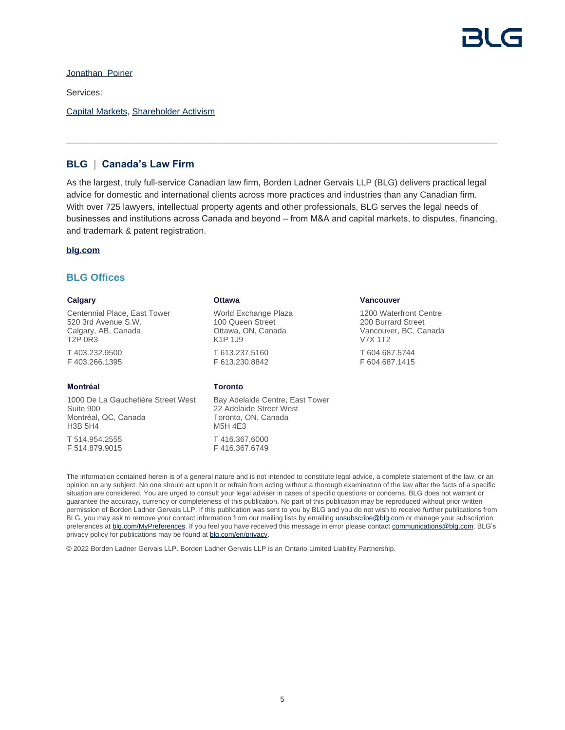[Jonathan Poirier](#)

Services:

[Capital Markets](#), [Shareholder Activism](#)

---

## BLG | Canada's Law Firm

As the largest, truly full-service Canadian law firm, Borden Ladner Gervais LLP (BLG) delivers practical legal advice for domestic and international clients across more practices and industries than any Canadian firm. With over 725 lawyers, intellectual property agents and other professionals, BLG serves the legal needs of businesses and institutions across Canada and beyond – from M&A and capital markets, to disputes, financing, and trademark & patent registration.

**blg.com**

## BLG Offices

**Calgary**

Centennial Place, East Tower
520 3rd Avenue S.W.
Calgary, AB, Canada
T2P 0R3

T 403.232.9500
F 403.266.1395

**Ottawa**

World Exchange Plaza
100 Queen Street
Ottawa, ON, Canada
K1P 1J9

T 613.237.5160
F 613.230.8842

**Vancouver**

1200 Waterfront Centre
200 Burrard Street
Vancouver, BC, Canada
V7X 1T2

T 604.687.5744
F 604.687.1415

**Montréal**

1000 De La Gauchetière Street West
Suite 900
Montréal, QC, Canada
H3B 5H4

T 514.954.2555
F 514.879.9015

**Toronto**

Bay Adelaide Centre, East Tower
22 Adelaide Street West
Toronto, ON, Canada
M5H 4E3

T 416.367.6000
F 416.367.6749

The information contained herein is of a general nature and is not intended to constitute legal advice, a complete statement of the law, or an opinion on any subject. No one should act upon it or refrain from acting without a thorough examination of the law after the facts of a specific situation are considered. You are urged to consult your legal adviser in cases of specific questions or concerns. BLG does not warrant or guarantee the accuracy, currency or completeness of this publication. No part of this publication may be reproduced without prior written permission of Borden Ladner Gervais LLP. If this publication was sent to you by BLG and you do not wish to receive further publications from BLG, you may ask to remove your contact information from our mailing lists by emailing unsubscribe@blg.com or manage your subscription preferences at blg.com/MyPreferences. If you feel you have received this message in error please contact communications@blg.com. BLG's privacy policy for publications may be found at blg.com/en/privacy.

© 2022 Borden Ladner Gervais LLP. Borden Ladner Gervais LLP is an Ontario Limited Liability Partnership.